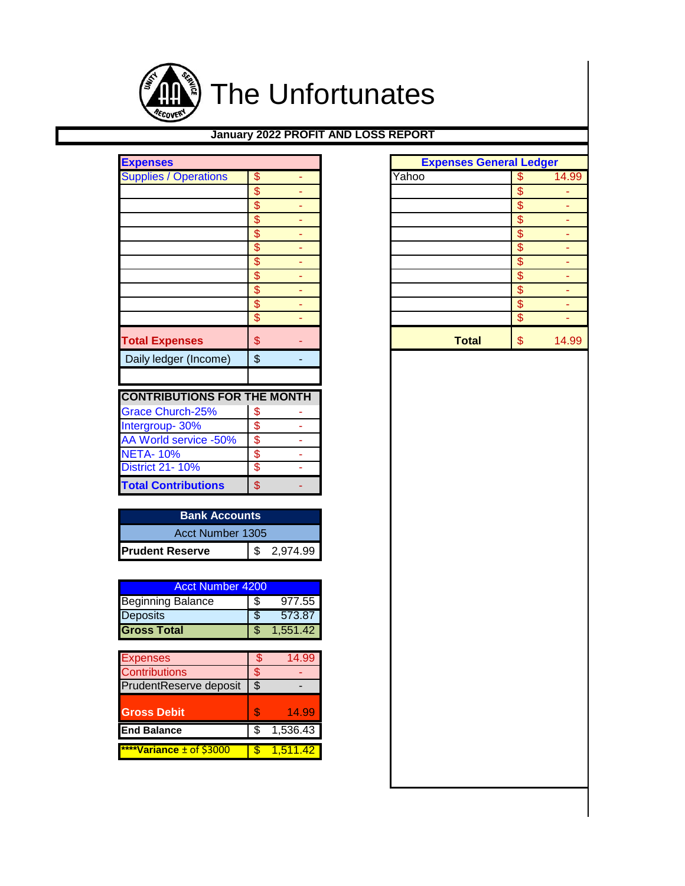# The Unfortunates

## January 2022 PROFIT AND LOSS REPORT

| Expenses | |
|---|---|
| Supplies / Operations | $ - |
| | $ - |
| | $ - |
| | $ - |
| | $ - |
| | $ - |
| | $ - |
| | $ - |
| | $ - |
| | $ - |
| | $ - |
| **Total Expenses** | $ - |
| Daily ledger (Income) | $ - |

| CONTRIBUTIONS FOR THE MONTH | |
|---|---|
| Grace Church-25% | $ - |
| Intergroup- 30% | $ - |
| AA World service -50% | $ - |
| NETA- 10% | $ - |
| District 21- 10% | $ - |
| **Total Contributions** | $ - |

| Bank Accounts | |
|---|---|
| Acct Number 1305 | |
| **Prudent Reserve** | $ 2,974.99 |

| Acct Number 4200 | |
|---|---|
| Beginning Balance | $ 977.55 |
| Deposits | $ 573.87 |
| **Gross Total** | $ 1,551.42 |

| | |
|---|---|
| Expenses | $ 14.99 |
| Contributions | $ - |
| PrudentReserve deposit | $ - |
| **Gross Debit** | $ 14.99 |
| **End Balance** | $ 1,536.43 |
| ****Variance ± of $3000 | $ 1,511.42 |

| Expenses General Ledger | |
|---|---|
| Yahoo | $ 14.99 |
| | $ - |
| | $ - |
| | $ - |
| | $ - |
| | $ - |
| | $ - |
| | $ - |
| | $ - |
| | $ - |
| | $ - |
| **Total** | $ 14.99 |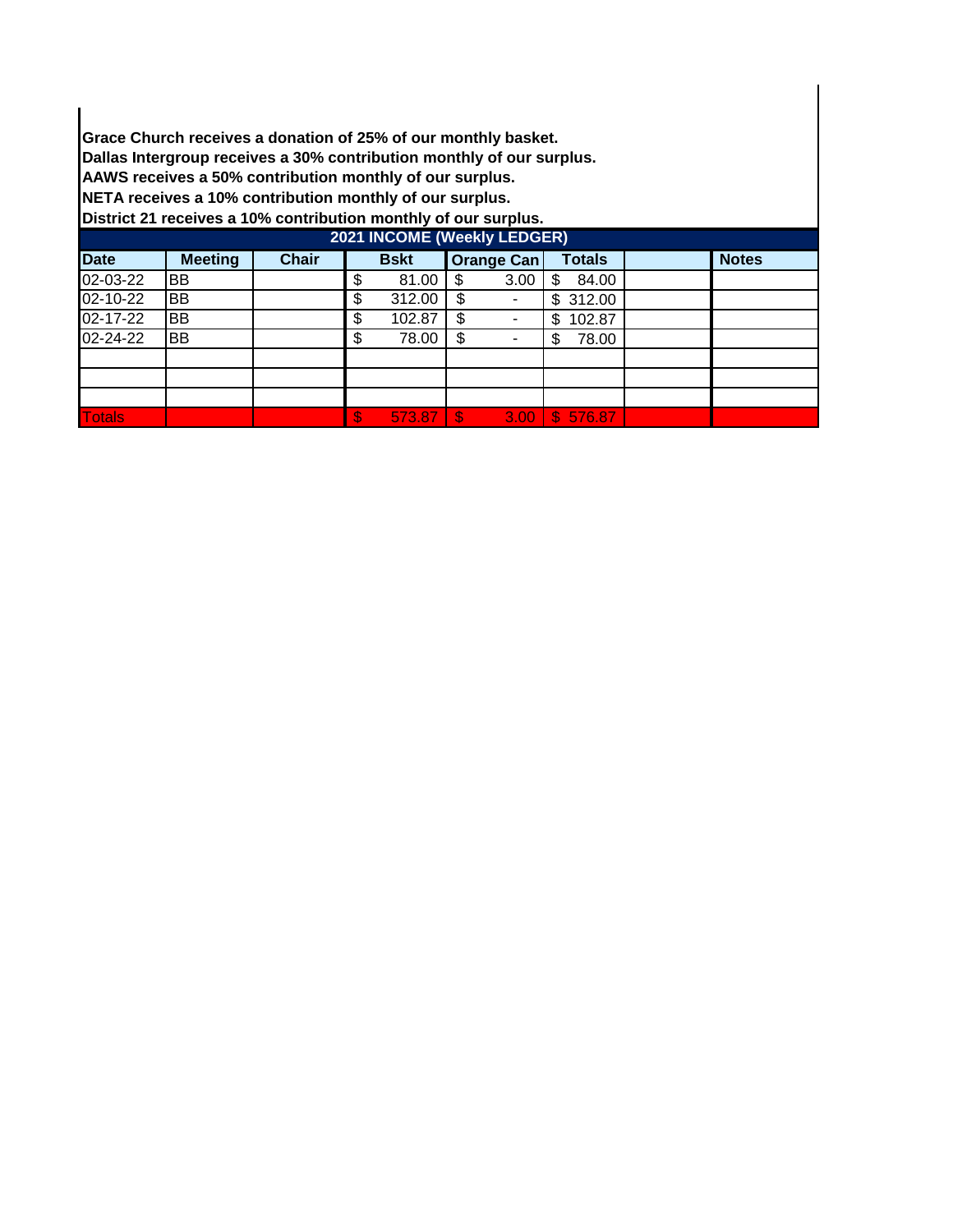**Grace Church receives a donation of 25% of our monthly basket.**
**Dallas Intergroup receives a 30% contribution monthly of our surplus.**
**AAWS receives a 50% contribution monthly of our surplus.**
**NETA receives a 10% contribution monthly of our surplus.**
**District 21 receives a 10% contribution monthly of our surplus.**

| 2021 INCOME (Weekly LEDGER) | | | | | | | |
|---|---|---|---|---|---|---|---|
| **Date** | **Meeting** | **Chair** | **Bskt** | **Orange Can** | **Totals** | | **Notes** |
| 02-03-22 | BB | | $ 81.00 | $ 3.00 | $ 84.00 | | |
| 02-10-22 | BB | | $ 312.00 | $ - | $ 312.00 | | |
| 02-17-22 | BB | | $ 102.87 | $ - | $ 102.87 | | |
| 02-24-22 | BB | | $ 78.00 | $ - | $ 78.00 | | |
| | | | | | | | |
| | | | | | | | |
| | | | | | | | |
| Totals | | | $ 573.87 | $ 3.00 | $ 576.87 | | |